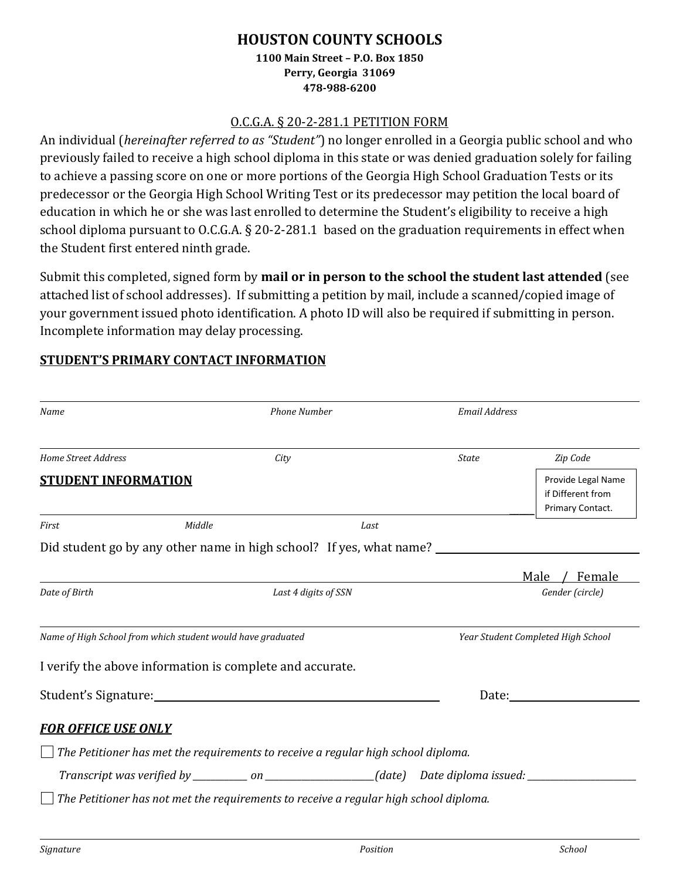# HOUSTON COUNTY SCHOOLS

**1100 Main Street – P.O. Box 1850**
**Perry, Georgia 31069**
**478-988-6200**

O.C.G.A. § 20-2-281.1 PETITION FORM

An individual (*hereinafter referred to as "Student"*) no longer enrolled in a Georgia public school and who previously failed to receive a high school diploma in this state or was denied graduation solely for failing to achieve a passing score on one or more portions of the Georgia High School Graduation Tests or its predecessor or the Georgia High School Writing Test or its predecessor may petition the local board of education in which he or she was last enrolled to determine the Student's eligibility to receive a high school diploma pursuant to O.C.G.A. § 20-2-281.1 based on the graduation requirements in effect when the Student first entered ninth grade.

Submit this completed, signed form by **mail or in person to the school the student last attended** (see attached list of school addresses). If submitting a petition by mail, include a scanned/copied image of your government issued photo identification. A photo ID will also be required if submitting in person. Incomplete information may delay processing.

## STUDENT'S PRIMARY CONTACT INFORMATION

______________________________________________________________

*Name* *Phone Number* *Email Address*

______________________________________________________________

*Home Street Address* *City* *State* *Zip Code*

## STUDENT INFORMATION

Provide Legal Name if Different from Primary Contact.

______________________________________________________________

*First* *Middle* *Last*

Did student go by any other name in high school? If yes, what name? ______________________

______________________________________________________________ Male / Female

*Date of Birth* *Last 4 digits of SSN* *Gender (circle)*

______________________________________________________________

*Name of High School from which student would have graduated* *Year Student Completed High School*

I verify the above information is complete and accurate.

Student's Signature: ______________________________ Date: ______________

## *FOR OFFICE USE ONLY*

☐ *The Petitioner has met the requirements to receive a regular high school diploma.*

*Transcript was verified by* ___________ *on* ______________________ *(date) Date diploma issued:* ______________________

☐ *The Petitioner has not met the requirements to receive a regular high school diploma.*

______________________________________________________________

*Signature* *Position* *School*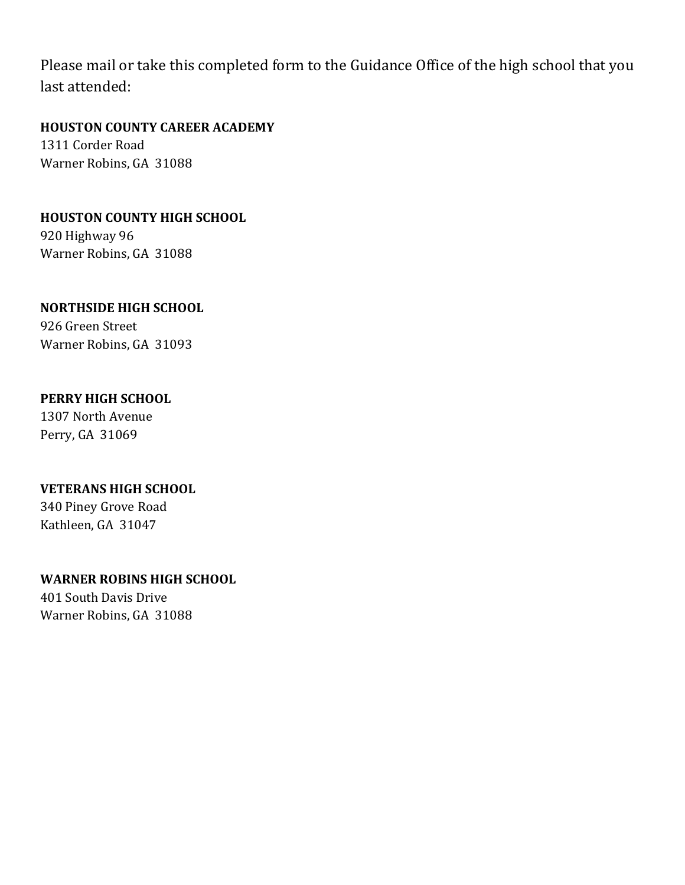Please mail or take this completed form to the Guidance Office of the high school that you last attended:

**HOUSTON COUNTY CAREER ACADEMY**
1311 Corder Road
Warner Robins, GA 31088

**HOUSTON COUNTY HIGH SCHOOL**
920 Highway 96
Warner Robins, GA 31088

**NORTHSIDE HIGH SCHOOL**
926 Green Street
Warner Robins, GA 31093

**PERRY HIGH SCHOOL**
1307 North Avenue
Perry, GA 31069

**VETERANS HIGH SCHOOL**
340 Piney Grove Road
Kathleen, GA 31047

**WARNER ROBINS HIGH SCHOOL**
401 South Davis Drive
Warner Robins, GA 31088